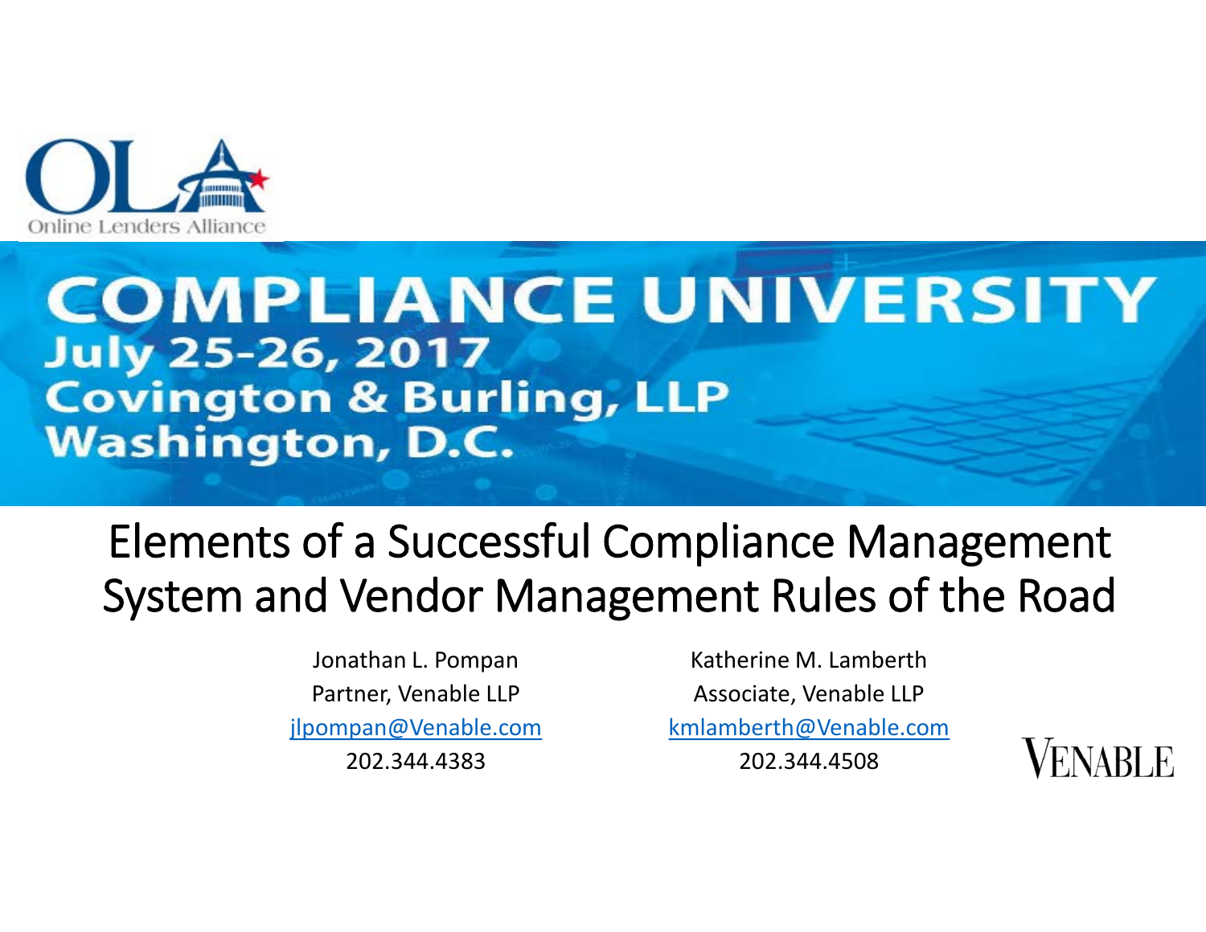Online Lenders Alliance

# COMPLIANCE UNIVERSITY

**July 25-26, 2017**
**Covington & Burling, LLP**
**Washington, D.C.**

# Elements of a Successful Compliance Management System and Vendor Management Rules of the Road

Jonathan L. Pompan
Partner, Venable LLP
jlpompan@Venable.com
202.344.4383

Katherine M. Lamberth
Associate, Venable LLP
kmlamberth@Venable.com
202.344.4508

VENABLE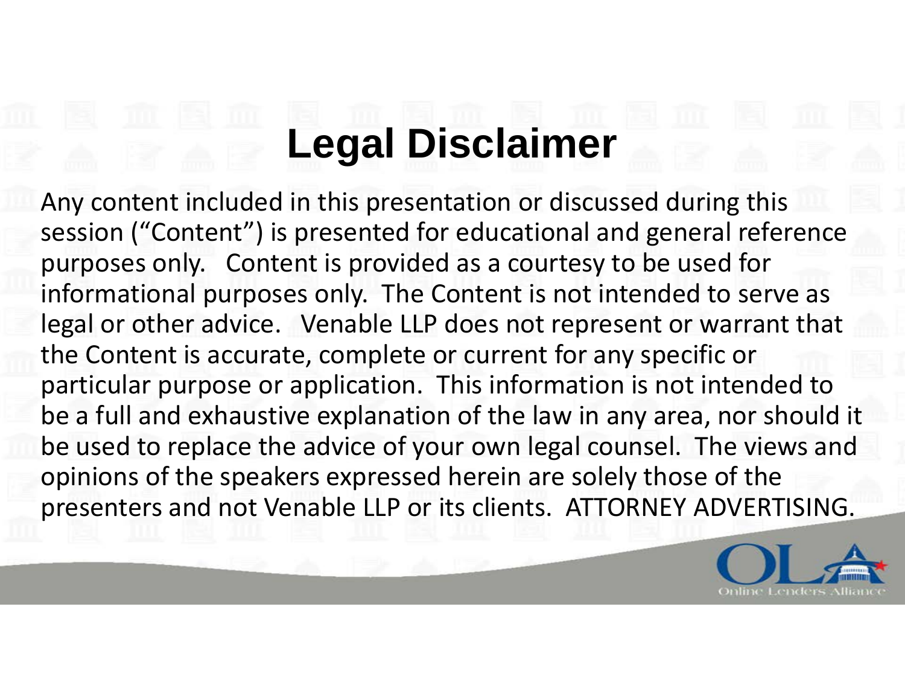# Legal Disclaimer

Any content included in this presentation or discussed during this session ("Content") is presented for educational and general reference purposes only. Content is provided as a courtesy to be used for informational purposes only. The Content is not intended to serve as legal or other advice. Venable LLP does not represent or warrant that the Content is accurate, complete or current for any specific or particular purpose or application. This information is not intended to be a full and exhaustive explanation of the law in any area, nor should it be used to replace the advice of your own legal counsel. The views and opinions of the speakers expressed herein are solely those of the presenters and not Venable LLP or its clients. ATTORNEY ADVERTISING.

OLA Online Lenders Alliance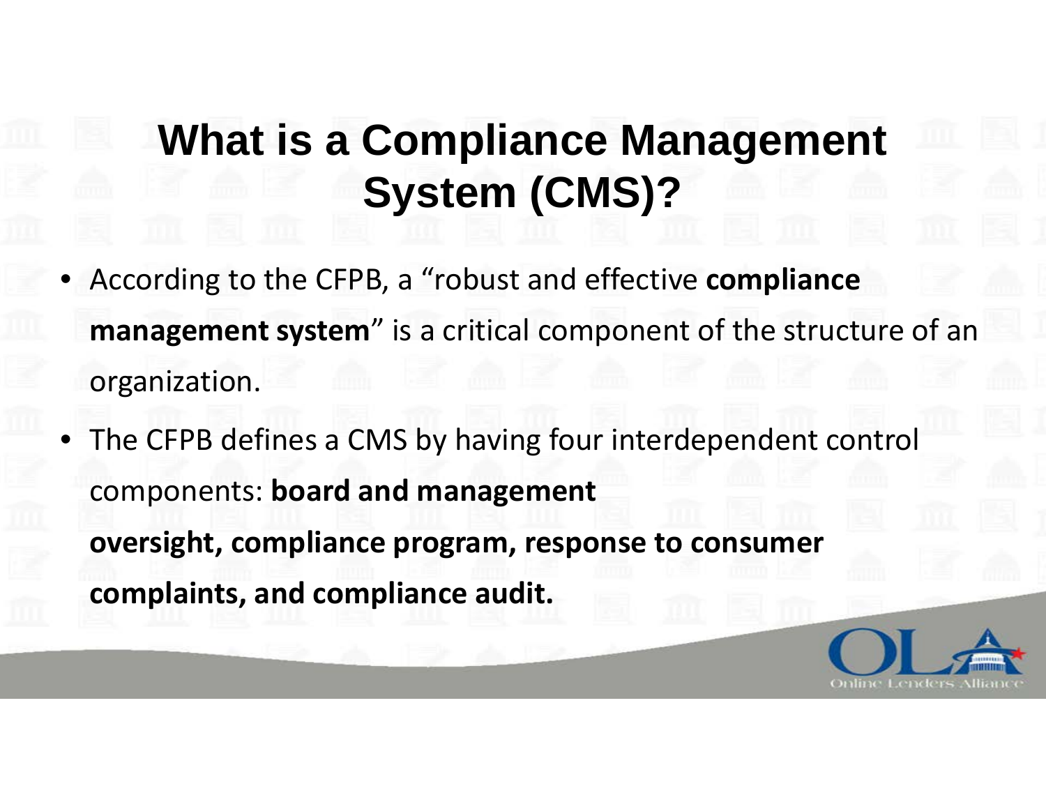# What is a Compliance Management System (CMS)?

- According to the CFPB, a "robust and effective **compliance management system**" is a critical component of the structure of an organization.
- The CFPB defines a CMS by having four interdependent control components: **board and management oversight, compliance program, response to consumer complaints, and compliance audit.**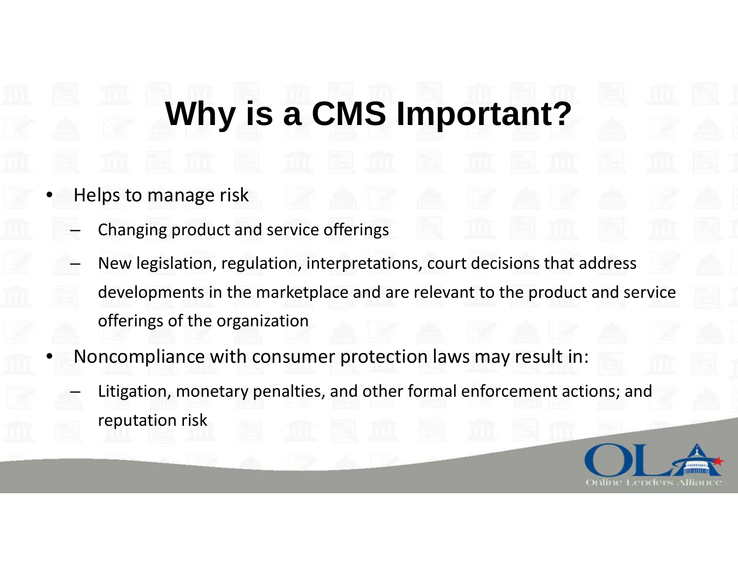# Why is a CMS Important?

- Helps to manage risk
  - Changing product and service offerings
  - New legislation, regulation, interpretations, court decisions that address developments in the marketplace and are relevant to the product and service offerings of the organization
- Noncompliance with consumer protection laws may result in:
  - Litigation, monetary penalties, and other formal enforcement actions; and reputation risk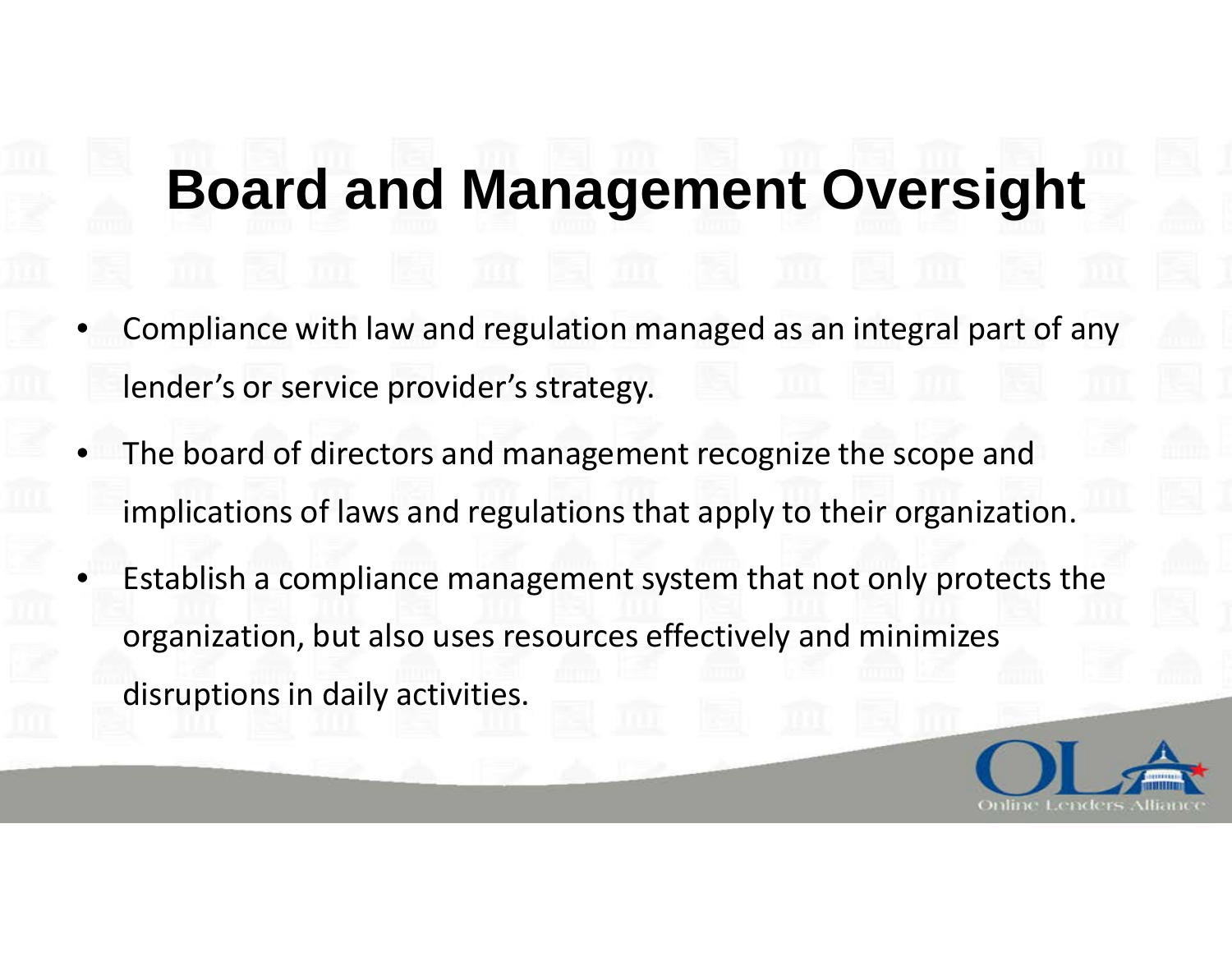# Board and Management Oversight

- Compliance with law and regulation managed as an integral part of any lender's or service provider's strategy.
- The board of directors and management recognize the scope and implications of laws and regulations that apply to their organization.
- Establish a compliance management system that not only protects the organization, but also uses resources effectively and minimizes disruptions in daily activities.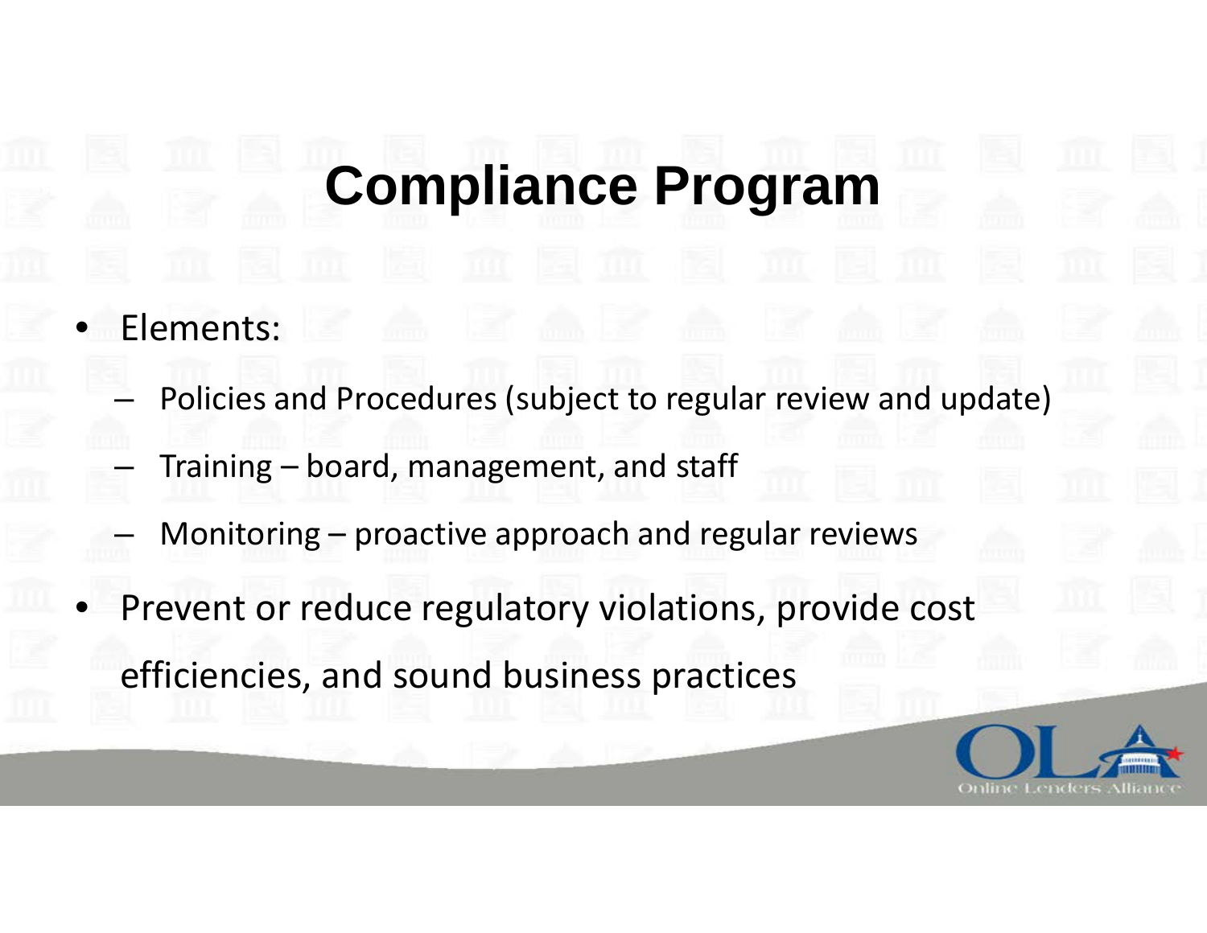# Compliance Program

- Elements:
  - Policies and Procedures (subject to regular review and update)
  - Training – board, management, and staff
  - Monitoring – proactive approach and regular reviews
- Prevent or reduce regulatory violations, provide cost efficiencies, and sound business practices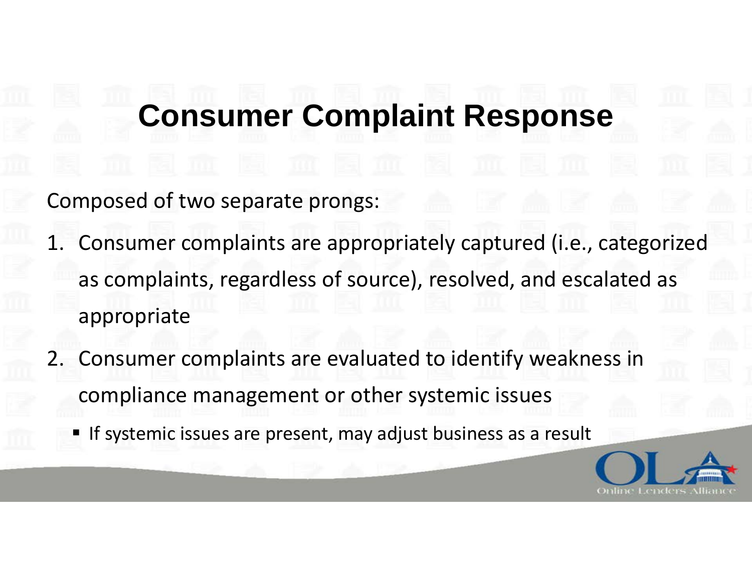# Consumer Complaint Response

Composed of two separate prongs:

1. Consumer complaints are appropriately captured (i.e., categorized as complaints, regardless of source), resolved, and escalated as appropriate
2. Consumer complaints are evaluated to identify weakness in compliance management or other systemic issues
   - If systemic issues are present, may adjust business as a result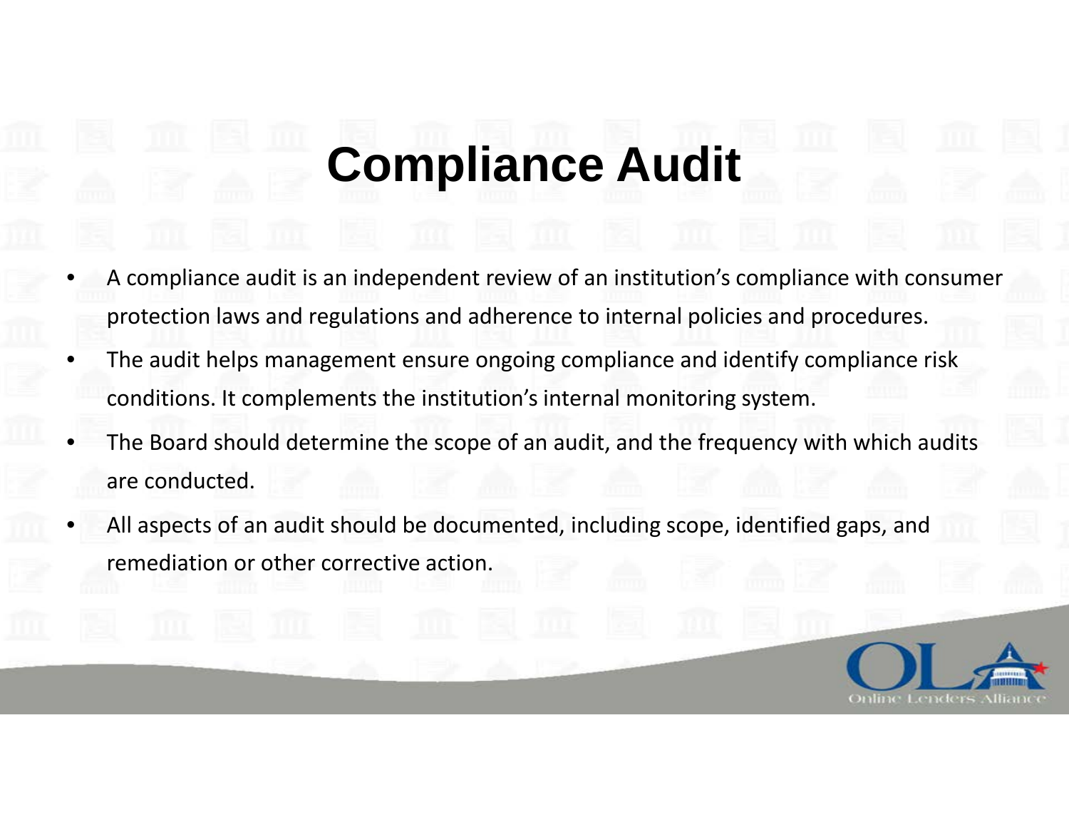# Compliance Audit

- A compliance audit is an independent review of an institution's compliance with consumer protection laws and regulations and adherence to internal policies and procedures.
- The audit helps management ensure ongoing compliance and identify compliance risk conditions. It complements the institution's internal monitoring system.
- The Board should determine the scope of an audit, and the frequency with which audits are conducted.
- All aspects of an audit should be documented, including scope, identified gaps, and remediation or other corrective action.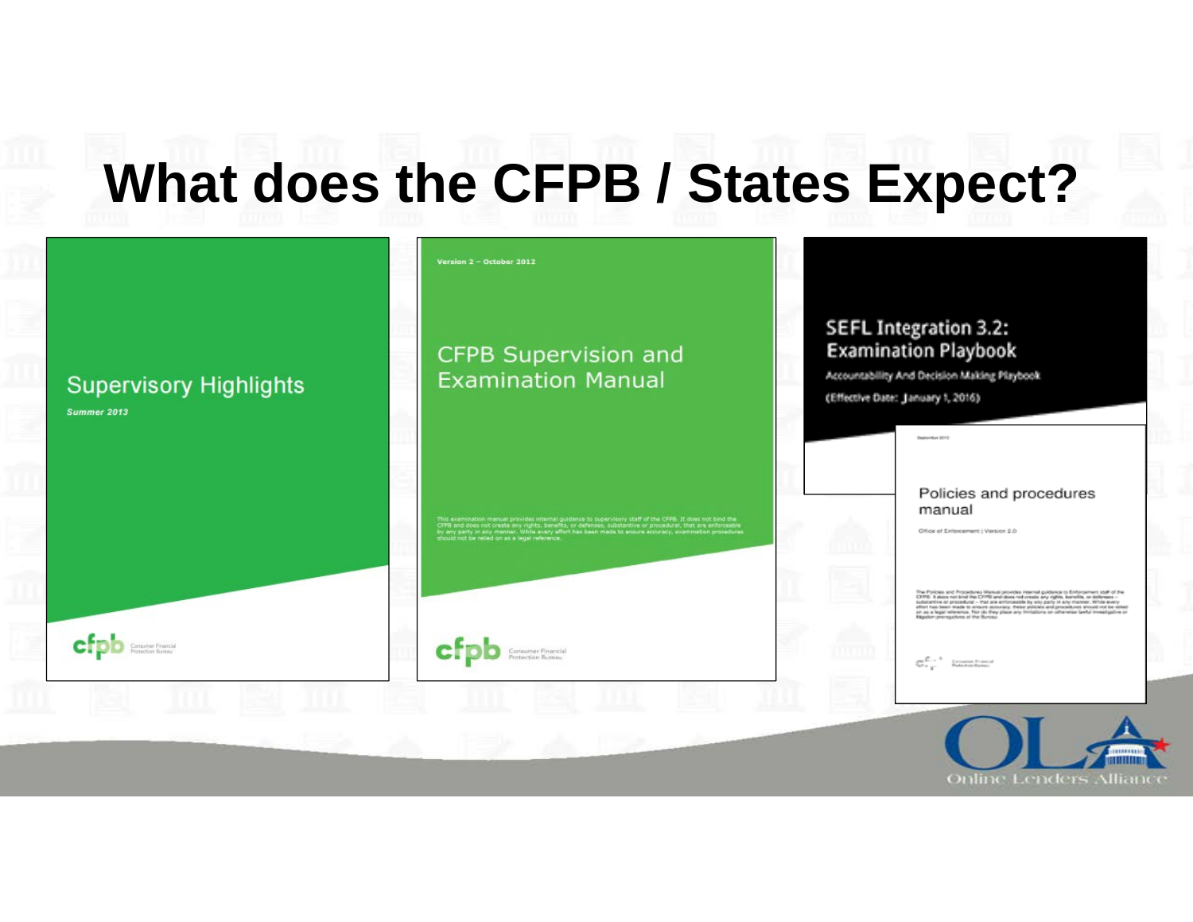# What does the CFPB / States Expect?

Supervisory Highlights

*Summer 2013*

cfpb Consumer Financial Protection Bureau

Version 2 – October 2012

CFPB Supervision and Examination Manual

This examination manual provides internal guidance to supervisory staff of the CFPB. It does not bind the CFPB and does not create any rights, benefits, or defenses, substantive or procedural, that are enforceable by any party in any manner. While every effort has been made to ensure accuracy, examination procedures should not be relied on as a legal reference.

cfpb Consumer Financial Protection Bureau

SEFL Integration 3.2: Examination Playbook

Accountability And Decision Making Playbook

(Effective Date: January 1, 2016)

Policies and procedures manual

Office of Enforcement | Version 2.0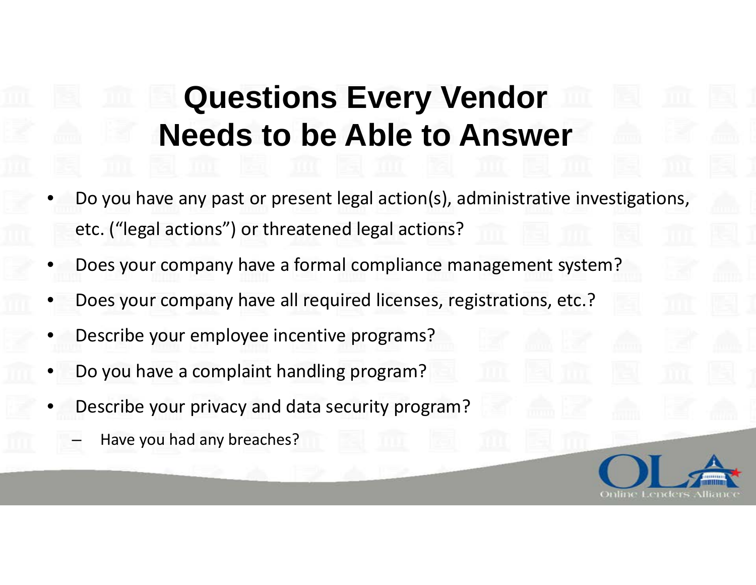# Questions Every Vendor Needs to be Able to Answer

- Do you have any past or present legal action(s), administrative investigations, etc. ("legal actions") or threatened legal actions?
- Does your company have a formal compliance management system?
- Does your company have all required licenses, registrations, etc.?
- Describe your employee incentive programs?
- Do you have a complaint handling program?
- Describe your privacy and data security program?
  - Have you had any breaches?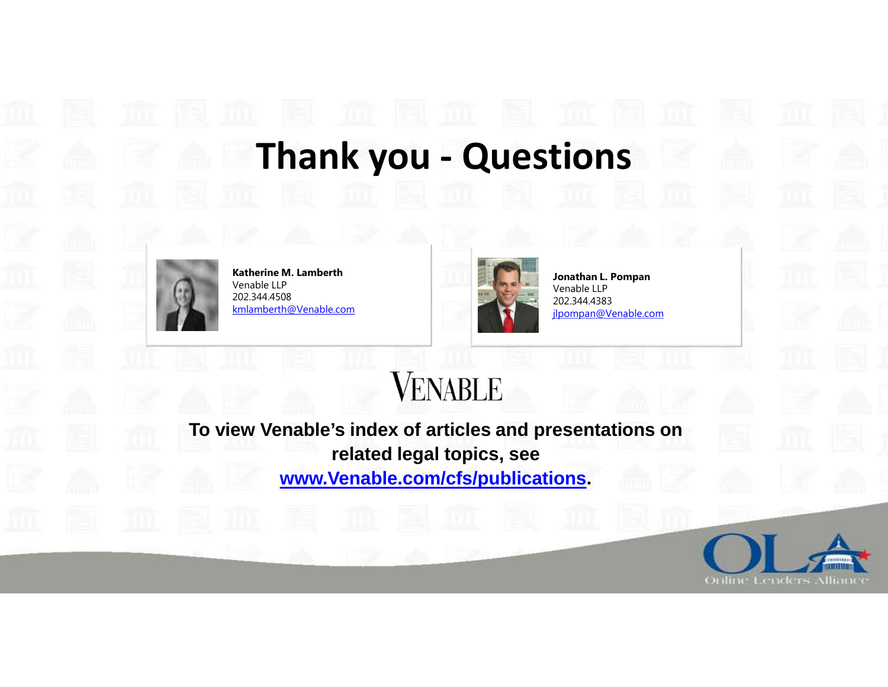# Thank you - Questions

**Katherine M. Lamberth**
Venable LLP
202.344.4508
kmlamberth@Venable.com

**Jonathan L. Pompan**
Venable LLP
202.344.4383
jlpompan@Venable.com

VENABLE

**To view Venable's index of articles and presentations on related legal topics, see www.Venable.com/cfs/publications.**

OLA
Online Lenders Alliance